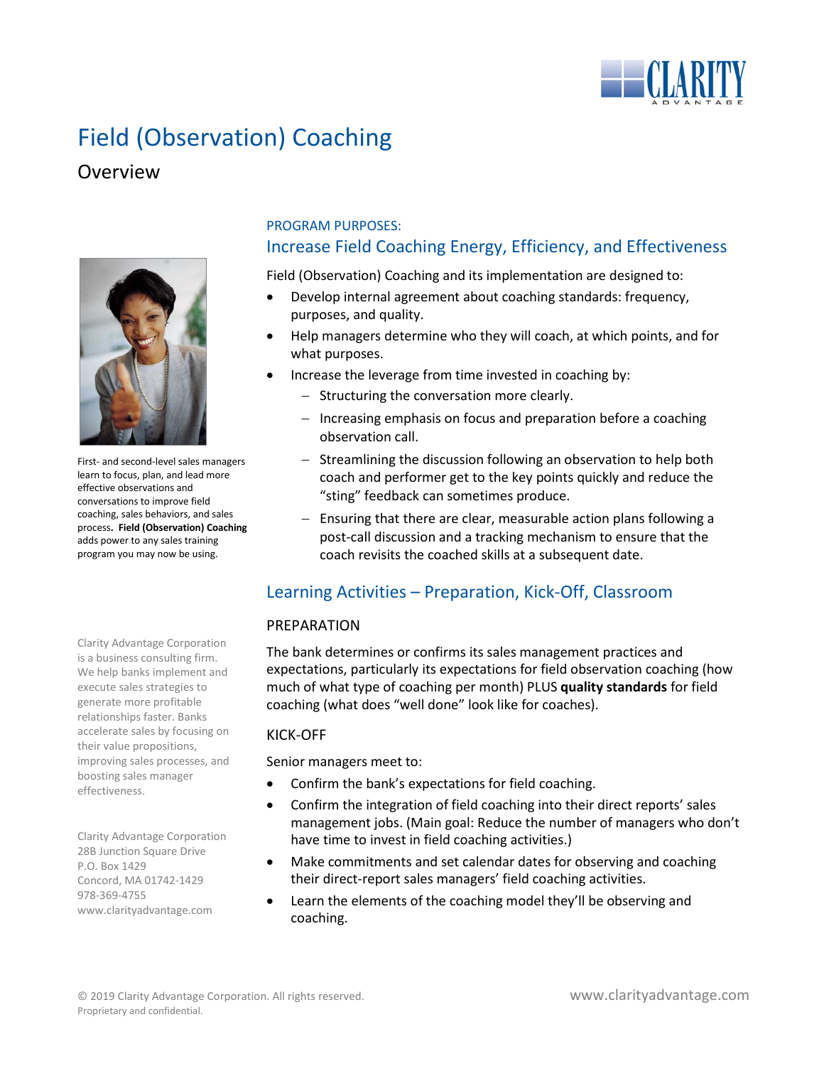# Field (Observation) Coaching

## Overview

First- and second-level sales managers learn to focus, plan, and lead more effective observations and conversations to improve field coaching, sales behaviors, and sales process. **Field (Observation) Coaching** adds power to any sales training program you may now be using.

PROGRAM PURPOSES:

### Increase Field Coaching Energy, Efficiency, and Effectiveness

Field (Observation) Coaching and its implementation are designed to:

- Develop internal agreement about coaching standards: frequency, purposes, and quality.
- Help managers determine who they will coach, at which points, and for what purposes.
- Increase the leverage from time invested in coaching by:
  - Structuring the conversation more clearly.
  - Increasing emphasis on focus and preparation before a coaching observation call.
  - Streamlining the discussion following an observation to help both coach and performer get to the key points quickly and reduce the "sting" feedback can sometimes produce.
  - Ensuring that there are clear, measurable action plans following a post-call discussion and a tracking mechanism to ensure that the coach revisits the coached skills at a subsequent date.

### Learning Activities – Preparation, Kick-Off, Classroom

PREPARATION

The bank determines or confirms its sales management practices and expectations, particularly its expectations for field observation coaching (how much of what type of coaching per month) PLUS **quality standards** for field coaching (what does "well done" look like for coaches).

KICK-OFF

Senior managers meet to:

- Confirm the bank's expectations for field coaching.
- Confirm the integration of field coaching into their direct reports' sales management jobs. (Main goal: Reduce the number of managers who don't have time to invest in field coaching activities.)
- Make commitments and set calendar dates for observing and coaching their direct-report sales managers' field coaching activities.
- Learn the elements of the coaching model they'll be observing and coaching.

Clarity Advantage Corporation is a business consulting firm. We help banks implement and execute sales strategies to generate more profitable relationships faster. Banks accelerate sales by focusing on their value propositions, improving sales processes, and boosting sales manager effectiveness.

Clarity Advantage Corporation
28B Junction Square Drive
P.O. Box 1429
Concord, MA 01742-1429
978-369-4755
www.clarityadvantage.com

© 2019 Clarity Advantage Corporation. All rights reserved.
Proprietary and confidential.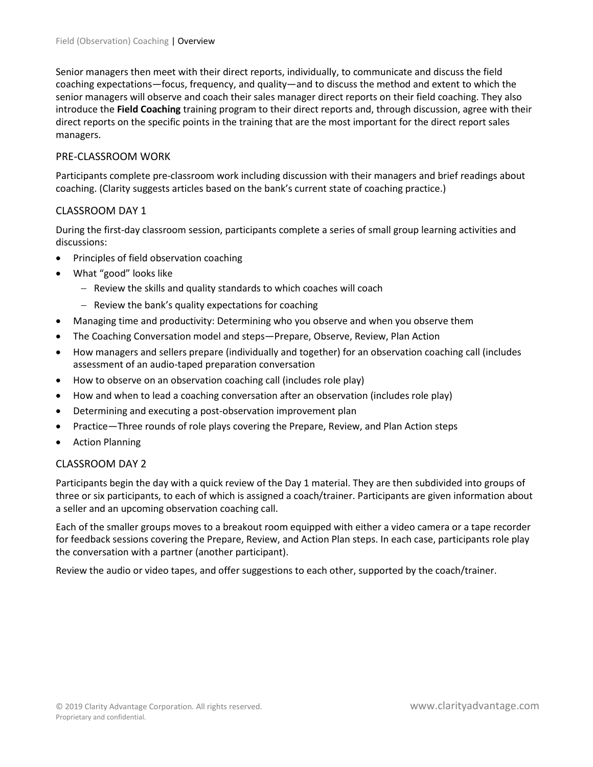Senior managers then meet with their direct reports, individually, to communicate and discuss the field coaching expectations—focus, frequency, and quality—and to discuss the method and extent to which the senior managers will observe and coach their sales manager direct reports on their field coaching. They also introduce the **Field Coaching** training program to their direct reports and, through discussion, agree with their direct reports on the specific points in the training that are the most important for the direct report sales managers.

## PRE-CLASSROOM WORK

Participants complete pre-classroom work including discussion with their managers and brief readings about coaching. (Clarity suggests articles based on the bank's current state of coaching practice.)

## CLASSROOM DAY 1

During the first-day classroom session, participants complete a series of small group learning activities and discussions:

- Principles of field observation coaching
- What "good" looks like
  - Review the skills and quality standards to which coaches will coach
  - Review the bank's quality expectations for coaching
- Managing time and productivity: Determining who you observe and when you observe them
- The Coaching Conversation model and steps—Prepare, Observe, Review, Plan Action
- How managers and sellers prepare (individually and together) for an observation coaching call (includes assessment of an audio-taped preparation conversation
- How to observe on an observation coaching call (includes role play)
- How and when to lead a coaching conversation after an observation (includes role play)
- Determining and executing a post-observation improvement plan
- Practice—Three rounds of role plays covering the Prepare, Review, and Plan Action steps
- Action Planning

## CLASSROOM DAY 2

Participants begin the day with a quick review of the Day 1 material. They are then subdivided into groups of three or six participants, to each of which is assigned a coach/trainer. Participants are given information about a seller and an upcoming observation coaching call.

Each of the smaller groups moves to a breakout room equipped with either a video camera or a tape recorder for feedback sessions covering the Prepare, Review, and Action Plan steps. In each case, participants role play the conversation with a partner (another participant).

Review the audio or video tapes, and offer suggestions to each other, supported by the coach/trainer.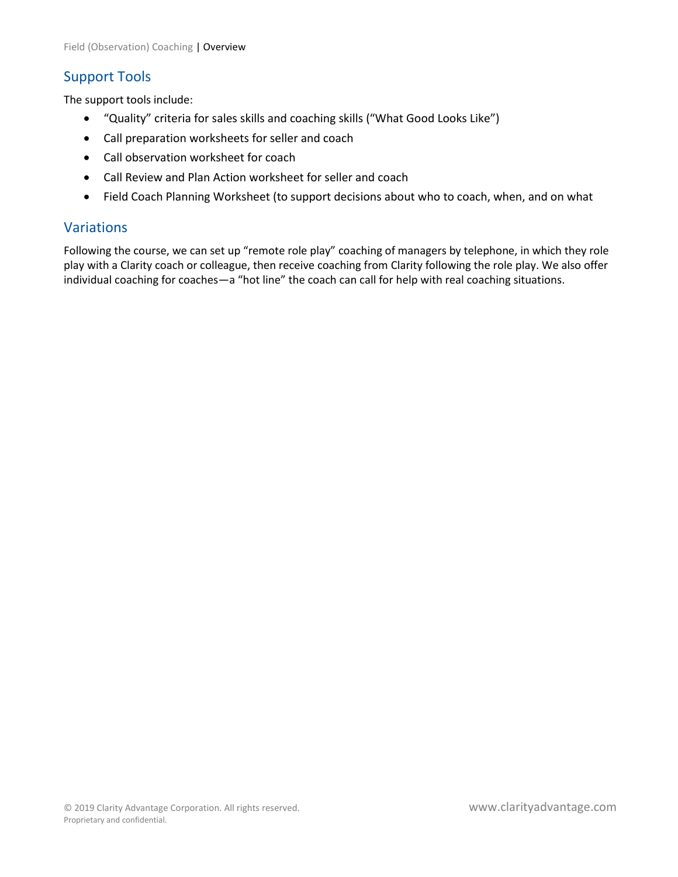## Support Tools

The support tools include:

- "Quality" criteria for sales skills and coaching skills ("What Good Looks Like")
- Call preparation worksheets for seller and coach
- Call observation worksheet for coach
- Call Review and Plan Action worksheet for seller and coach
- Field Coach Planning Worksheet (to support decisions about who to coach, when, and on what

## Variations

Following the course, we can set up "remote role play" coaching of managers by telephone, in which they role play with a Clarity coach or colleague, then receive coaching from Clarity following the role play. We also offer individual coaching for coaches—a "hot line" the coach can call for help with real coaching situations.